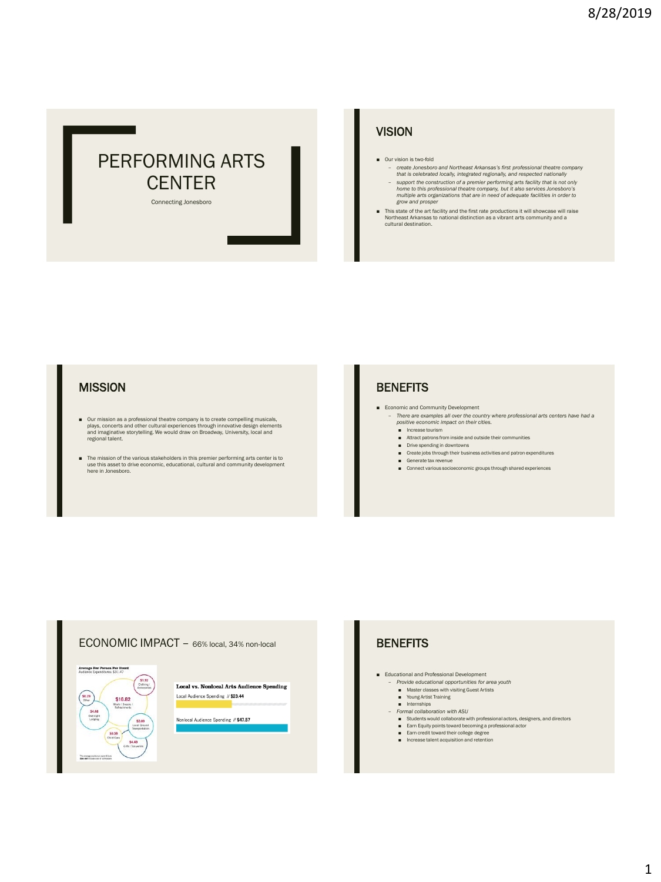# PERFORMING ARTS CENTER

Connecting Jonesboro

## VISION

- Our vision is two-fold
  - *create Jonesboro and Northeast Arkansas's first professional theatre company that is celebrated locally, integrated regionally, and respected nationally*
  - *support the construction of a premier performing arts facility that is not only home to this professional theatre company, but it also services Jonesboro's multiple arts organizations that are in need of adequate facilities in order to grow and prosper*
- This state of the art facility and the first rate productions it will showcase will raise Northeast Arkansas to national distinction as a vibrant arts community and a cultural destination.

## MISSION

- Our mission as a professional theatre company is to create compelling musicals, plays, concerts and other cultural experiences through innovative design elements and imaginative storytelling. We would draw on Broadway, University, local and regional talent.
- The mission of the various stakeholders in this premier performing arts center is to use this asset to drive economic, educational, cultural and community development here in Jonesboro.

## BENEFITS

- Economic and Community Development
  - *There are examples all over the country where professional arts centers have had a positive economic impact on their cities.*
    - Increase tourism
    - Attract patrons from inside and outside their communities
    - Drive spending in downtowns
    - Create jobs through their business activities and patron expenditures
    - Generate tax revenue
    - Connect various socioeconomic groups through shared experiences

## ECONOMIC IMPACT – 66% local, 34% non-local

**Average Per Person Per Event**
Audience Expenditures: $31.47

- $16.82 Meals / Snacks / Refreshments
- $1.92 Clothing / Accessories
- $0.29 Other
- $4.48 Overnight Lodging
- $3.69 Local Ground Transportation
- $0.38 Child Care
- $4.40 Gifts / Souvenirs

The average audience expenditure does not include cost of admission.

**Local vs. Nonlocal Arts Audience Spending**

Local Audience Spending // $23.44

Nonlocal Audience Spending // $47.57

## BENEFITS

- Educational and Professional Development
  - *Provide educational opportunities for area youth*
    - Master classes with visiting Guest Artists
    - Young Artist Training
    - Internships
  - *Formal collaboration with ASU*
    - Students would collaborate with professional actors, designers, and directors
    - Earn Equity points toward becoming a professional actor
    - Earn credit toward their college degree
    - Increase talent acquisition and retention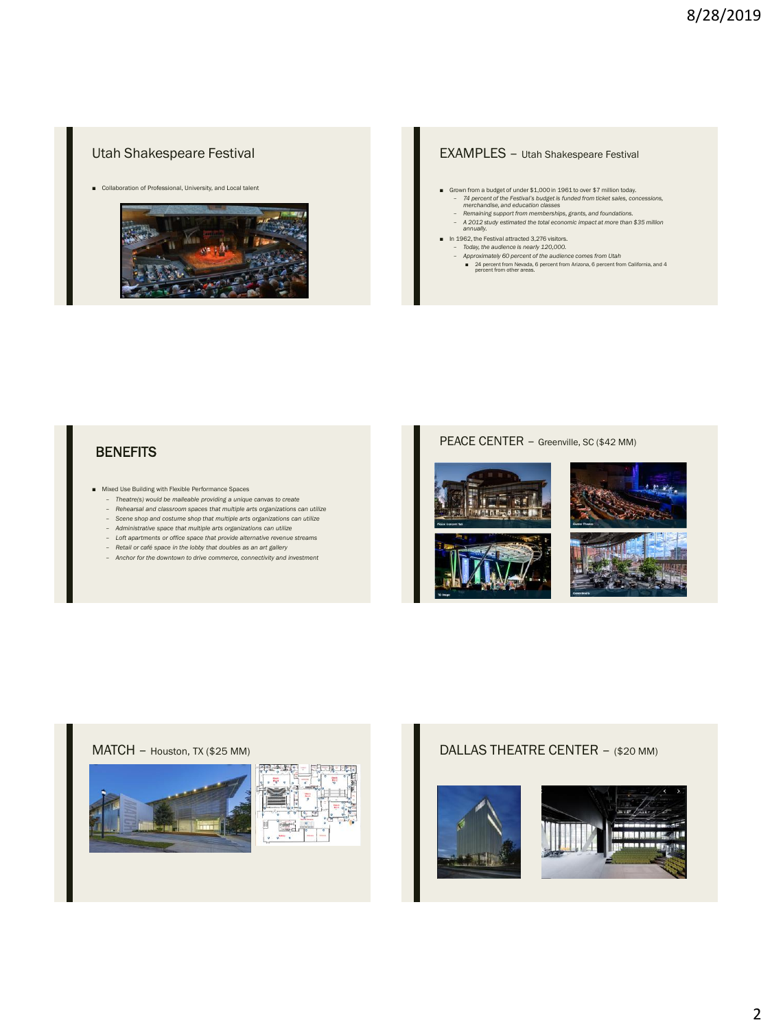## Utah Shakespeare Festival

- Collaboration of Professional, University, and Local talent

## EXAMPLES – Utah Shakespeare Festival

- Grown from a budget of under $1,000 in 1961 to over $7 million today.
  - *74 percent of the Festival's budget is funded from ticket sales, concessions, merchandise, and education classes*
  - *Remaining support from memberships, grants, and foundations.*
  - *A 2012 study estimated the total economic impact at more than $35 million annually.*
- In 1962, the Festival attracted 3,276 visitors.
  - *Today, the audience is nearly 120,000.*
  - *Approximately 60 percent of the audience comes from Utah*
    - 24 percent from Nevada, 6 percent from Arizona, 6 percent from California, and 4 percent from other areas.

## BENEFITS

- Mixed Use Building with Flexible Performance Spaces
  - *Theatre(s) would be malleable providing a unique canvas to create*
  - *Rehearsal and classroom spaces that multiple arts organizations can utilize*
  - *Scene shop and costume shop that multiple arts organizations can utilize*
  - *Administrative space that multiple arts organizations can utilize*
  - *Loft apartments or office space that provide alternative revenue streams*
  - *Retail or café space in the lobby that doubles as an art gallery*
  - *Anchor for the downtown to drive commerce, connectivity and investment*

## PEACE CENTER – Greenville, SC ($42 MM)

Peace Concert Hall

Gunter Theatre

TD Stage

Genevieve's

## MATCH – Houston, TX ($25 MM)

## DALLAS THEATRE CENTER – ($20 MM)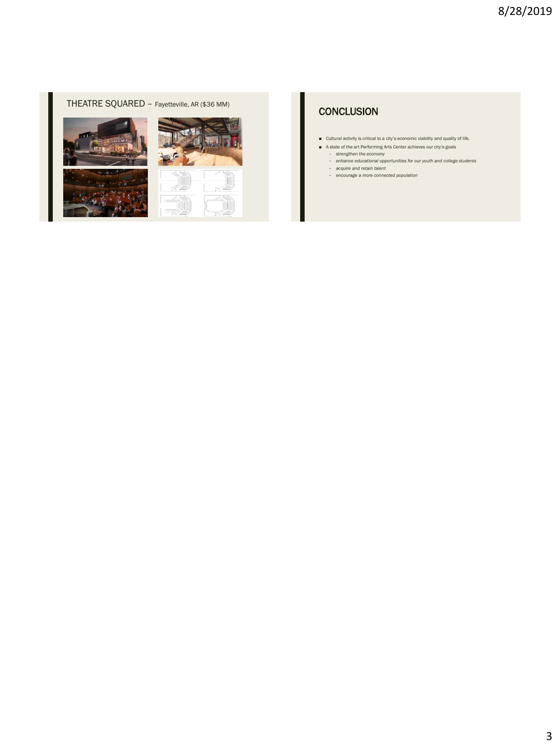## THEATRE SQUARED – Fayetteville, AR ($36 MM)

## CONCLUSION

- Cultural activity is critical to a city's economic viability and quality of life.
- A state of the art Performing Arts Center achieves our city's goals
  - *strengthen the economy*
  - *enhance educational opportunities for our youth and college students*
  - *acquire and retain talent*
  - *encourage a more connected population*